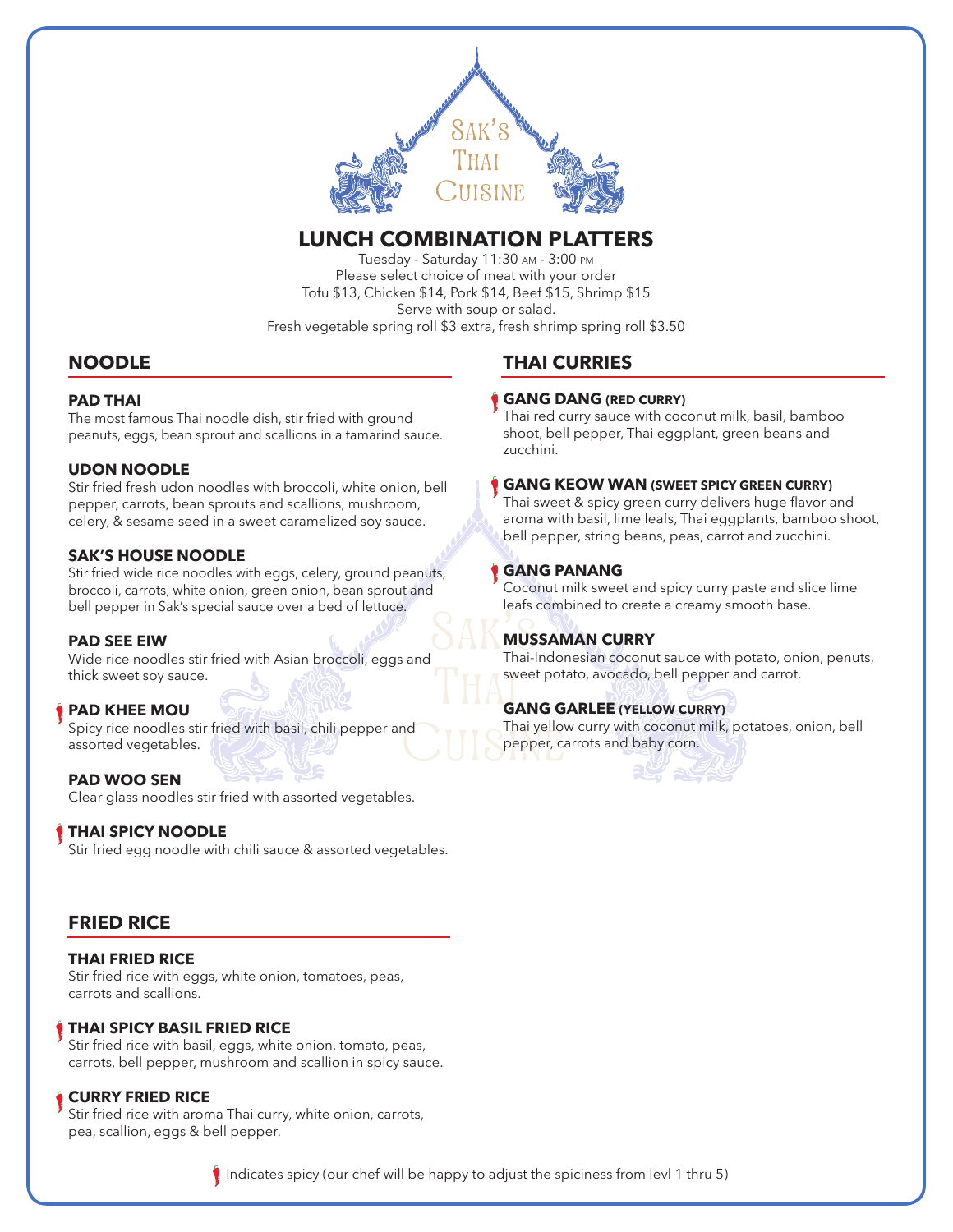# Sak's Thai Cuisine

## LUNCH COMBINATION PLATTERS

Tuesday - Saturday 11:30 AM - 3:00 PM
Please select choice of meat with your order
Tofu $13, Chicken $14, Pork $14, Beef $15, Shrimp $15
Serve with soup or salad.
Fresh vegetable spring roll $3 extra, fresh shrimp spring roll $3.50

## NOODLE

### PAD THAI
The most famous Thai noodle dish, stir fried with ground peanuts, eggs, bean sprout and scallions in a tamarind sauce.

### UDON NOODLE
Stir fried fresh udon noodles with broccoli, white onion, bell pepper, carrots, bean sprouts and scallions, mushroom, celery, & sesame seed in a sweet caramelized soy sauce.

### SAK'S HOUSE NOODLE
Stir fried wide rice noodles with eggs, celery, ground peanuts, broccoli, carrots, white onion, green onion, bean sprout and bell pepper in Sak's special sauce over a bed of lettuce.

### PAD SEE EIW
Wide rice noodles stir fried with Asian broccoli, eggs and thick sweet soy sauce.

### 🌶 PAD KHEE MOU
Spicy rice noodles stir fried with basil, chili pepper and assorted vegetables.

### PAD WOO SEN
Clear glass noodles stir fried with assorted vegetables.

### 🌶 THAI SPICY NOODLE
Stir fried egg noodle with chili sauce & assorted vegetables.

## FRIED RICE

### THAI FRIED RICE
Stir fried rice with eggs, white onion, tomatoes, peas, carrots and scallions.

### 🌶 THAI SPICY BASIL FRIED RICE
Stir fried rice with basil, eggs, white onion, tomato, peas, carrots, bell pepper, mushroom and scallion in spicy sauce.

### 🌶 CURRY FRIED RICE
Stir fried rice with aroma Thai curry, white onion, carrots, pea, scallion, eggs & bell pepper.

## THAI CURRIES

### 🌶 GANG DANG (RED CURRY)
Thai red curry sauce with coconut milk, basil, bamboo shoot, bell pepper, Thai eggplant, green beans and zucchini.

### 🌶 GANG KEOW WAN (SWEET SPICY GREEN CURRY)
Thai sweet & spicy green curry delivers huge flavor and aroma with basil, lime leafs, Thai eggplants, bamboo shoot, bell pepper, string beans, peas, carrot and zucchini.

### 🌶 GANG PANANG
Coconut milk sweet and spicy curry paste and slice lime leafs combined to create a creamy smooth base.

### MUSSAMAN CURRY
Thai-Indonesian coconut sauce with potato, onion, penuts, sweet potato, avocado, bell pepper and carrot.

### GANG GARLEE (YELLOW CURRY)
Thai yellow curry with coconut milk, potatoes, onion, bell pepper, carrots and baby corn.

🌶 Indicates spicy (our chef will be happy to adjust the spiciness from levl 1 thru 5)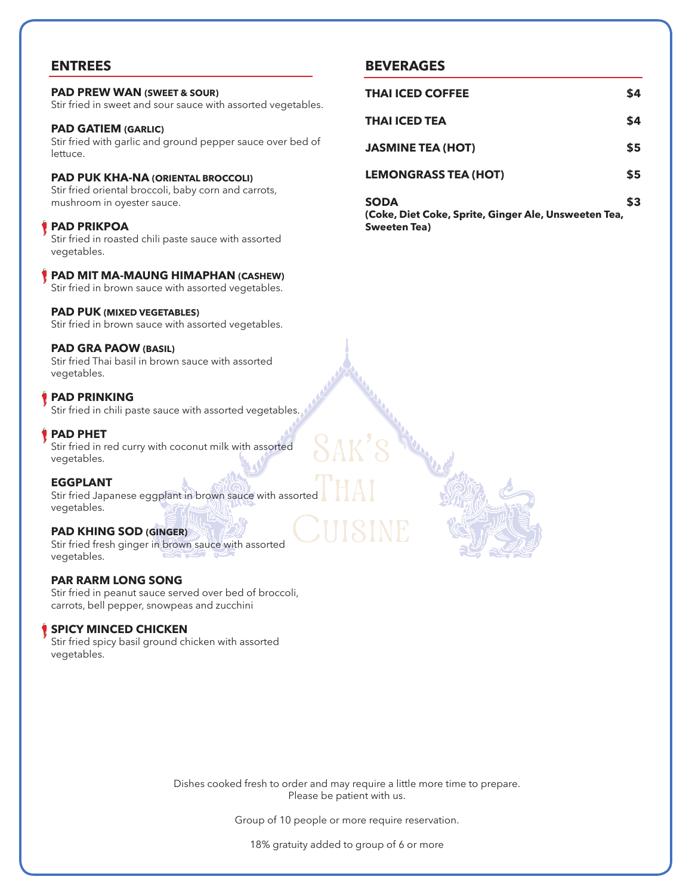## ENTREES

**PAD PREW WAN (SWEET & SOUR)**
Stir fried in sweet and sour sauce with assorted vegetables.

**PAD GATIEM (GARLIC)**
Stir fried with garlic and ground pepper sauce over bed of lettuce.

**PAD PUK KHA-NA (ORIENTAL BROCCOLI)**
Stir fried oriental broccoli, baby corn and carrots, mushroom in oyester sauce.

**PAD PRIKPOA**
Stir fried in roasted chili paste sauce with assorted vegetables.

**PAD MIT MA-MAUNG HIMAPHAN (CASHEW)**
Stir fried in brown sauce with assorted vegetables.

**PAD PUK (MIXED VEGETABLES)**
Stir fried in brown sauce with assorted vegetables.

**PAD GRA PAOW (BASIL)**
Stir fried Thai basil in brown sauce with assorted vegetables.

**PAD PRINKING**
Stir fried in chili paste sauce with assorted vegetables.

**PAD PHET**
Stir fried in red curry with coconut milk with assorted vegetables.

**EGGPLANT**
Stir fried Japanese eggplant in brown sauce with assorted vegetables.

**PAD KHING SOD (GINGER)**
Stir fried fresh ginger in brown sauce with assorted vegetables.

**PAR RARM LONG SONG**
Stir fried in peanut sauce served over bed of broccoli, carrots, bell pepper, snowpeas and zucchini

**SPICY MINCED CHICKEN**
Stir fried spicy basil ground chicken with assorted vegetables.

## BEVERAGES

| | |
|---|---|
| **THAI ICED COFFEE** | **$4** |
| **THAI ICED TEA** | **$4** |
| **JASMINE TEA (HOT)** | **$5** |
| **LEMONGRASS TEA (HOT)** | **$5** |
| **SODA** (Coke, Diet Coke, Sprite, Ginger Ale, Unsweeten Tea, Sweeten Tea) | **$3** |

Sak's Thai Cuisine

Dishes cooked fresh to order and may require a little more time to prepare.
Please be patient with us.

Group of 10 people or more require reservation.

18% gratuity added to group of 6 or more